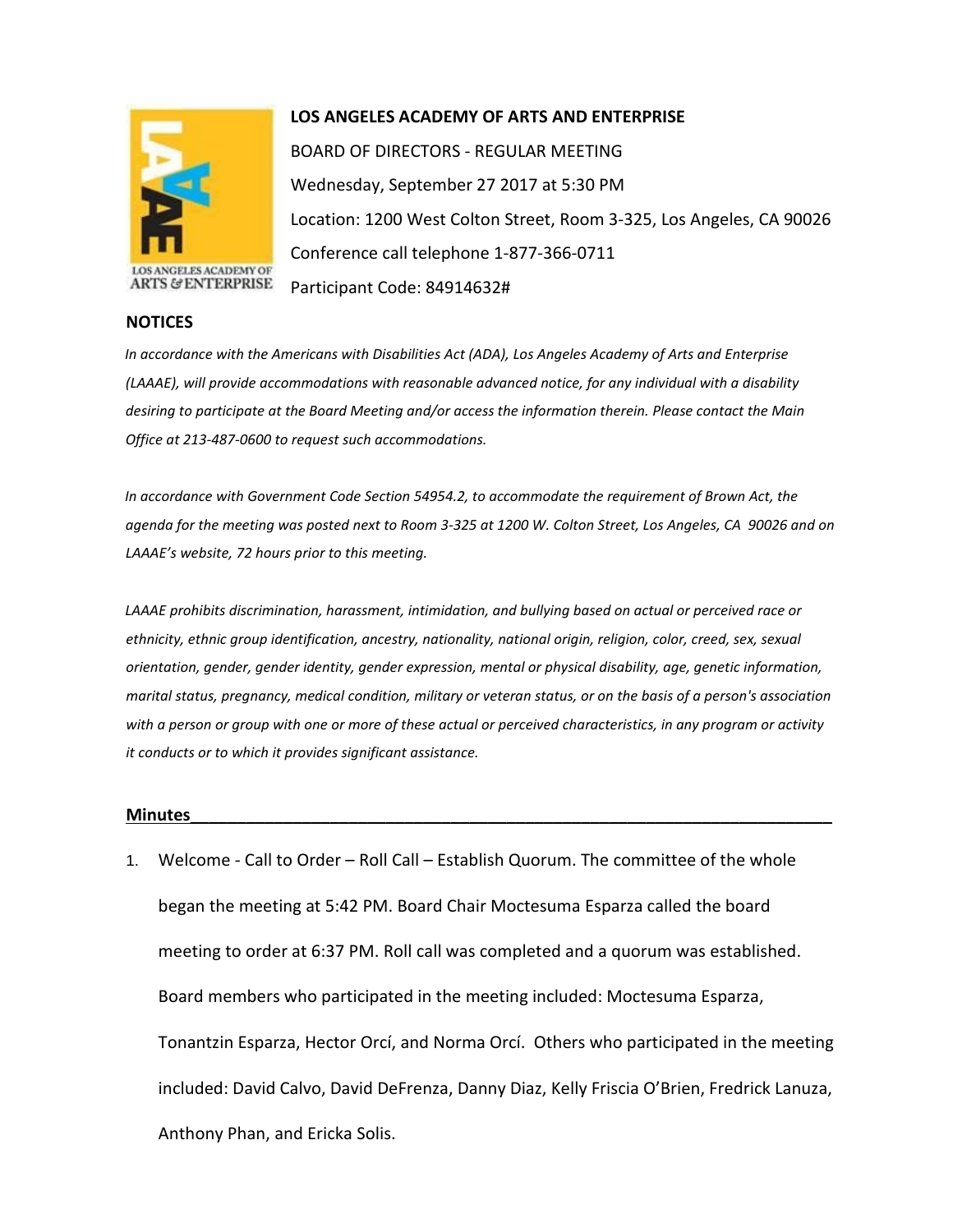# LOS ANGELES ACADEMY OF ARTS AND ENTERPRISE

BOARD OF DIRECTORS - REGULAR MEETING

Wednesday, September 27 2017 at 5:30 PM

Location: 1200 West Colton Street, Room 3-325, Los Angeles, CA 90026

Conference call telephone 1-877-366-0711

Participant Code: 84914632#

## NOTICES

*In accordance with the Americans with Disabilities Act (ADA), Los Angeles Academy of Arts and Enterprise (LAAAE), will provide accommodations with reasonable advanced notice, for any individual with a disability desiring to participate at the Board Meeting and/or access the information therein. Please contact the Main Office at 213-487-0600 to request such accommodations.*

*In accordance with Government Code Section 54954.2, to accommodate the requirement of Brown Act, the agenda for the meeting was posted next to Room 3-325 at 1200 W. Colton Street, Los Angeles, CA 90026 and on LAAAE's website, 72 hours prior to this meeting.*

*LAAAE prohibits discrimination, harassment, intimidation, and bullying based on actual or perceived race or ethnicity, ethnic group identification, ancestry, nationality, national origin, religion, color, creed, sex, sexual orientation, gender, gender identity, gender expression, mental or physical disability, age, genetic information, marital status, pregnancy, medical condition, military or veteran status, or on the basis of a person's association with a person or group with one or more of these actual or perceived characteristics, in any program or activity it conducts or to which it provides significant assistance.*

## Minutes

1. Welcome - Call to Order – Roll Call – Establish Quorum. The committee of the whole began the meeting at 5:42 PM. Board Chair Moctesuma Esparza called the board meeting to order at 6:37 PM. Roll call was completed and a quorum was established. Board members who participated in the meeting included: Moctesuma Esparza, Tonantzin Esparza, Hector Orcí, and Norma Orcí. Others who participated in the meeting included: David Calvo, David DeFrenza, Danny Diaz, Kelly Friscia O'Brien, Fredrick Lanuza, Anthony Phan, and Ericka Solis.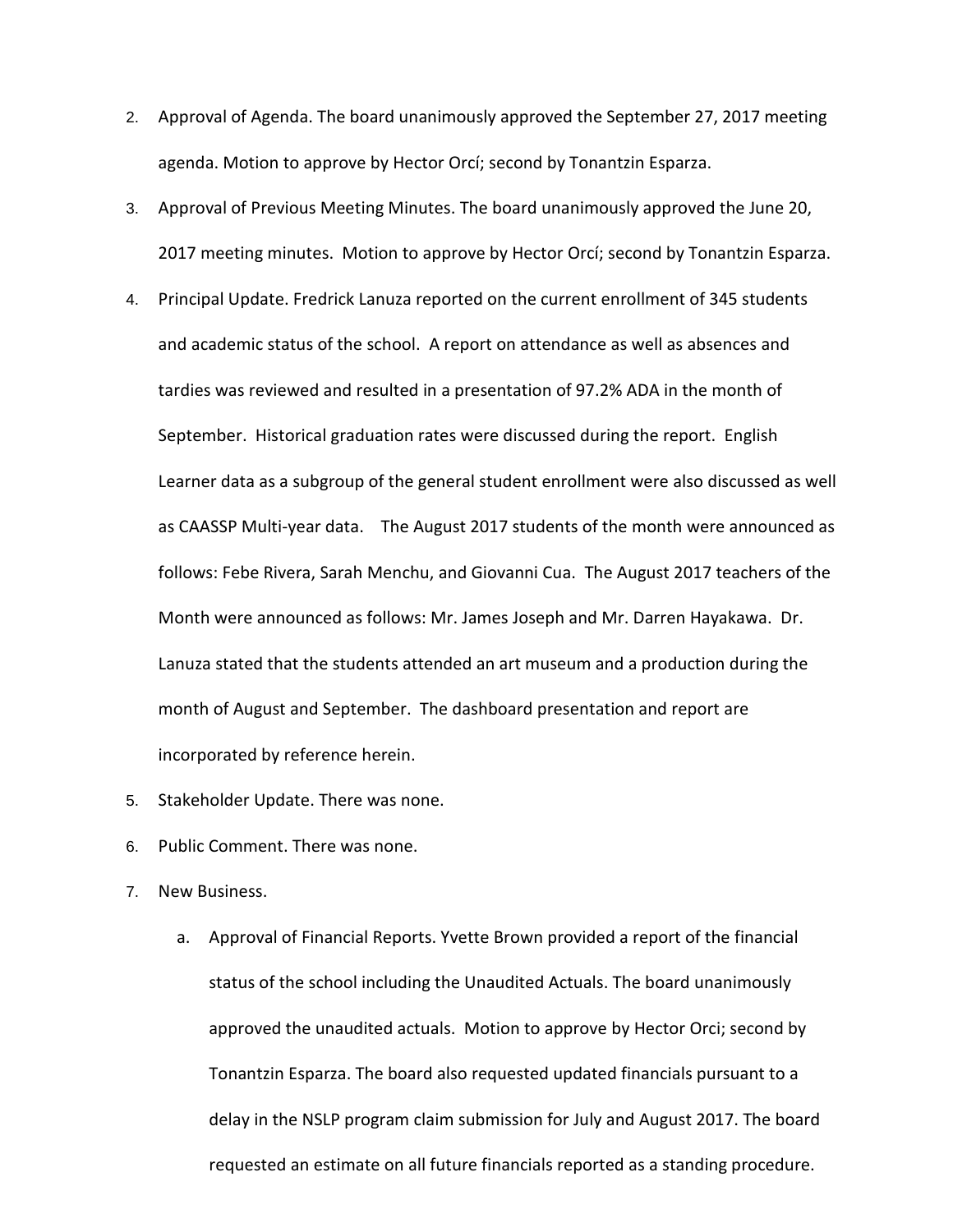2. Approval of Agenda. The board unanimously approved the September 27, 2017 meeting agenda. Motion to approve by Hector Orcí; second by Tonantzin Esparza.
3. Approval of Previous Meeting Minutes. The board unanimously approved the June 20, 2017 meeting minutes. Motion to approve by Hector Orcí; second by Tonantzin Esparza.
4. Principal Update. Fredrick Lanuza reported on the current enrollment of 345 students and academic status of the school. A report on attendance as well as absences and tardies was reviewed and resulted in a presentation of 97.2% ADA in the month of September. Historical graduation rates were discussed during the report. English Learner data as a subgroup of the general student enrollment were also discussed as well as CAASSP Multi-year data. The August 2017 students of the month were announced as follows: Febe Rivera, Sarah Menchu, and Giovanni Cua. The August 2017 teachers of the Month were announced as follows: Mr. James Joseph and Mr. Darren Hayakawa. Dr. Lanuza stated that the students attended an art museum and a production during the month of August and September. The dashboard presentation and report are incorporated by reference herein.
5. Stakeholder Update. There was none.
6. Public Comment. There was none.
7. New Business.
    a. Approval of Financial Reports. Yvette Brown provided a report of the financial status of the school including the Unaudited Actuals. The board unanimously approved the unaudited actuals. Motion to approve by Hector Orci; second by Tonantzin Esparza. The board also requested updated financials pursuant to a delay in the NSLP program claim submission for July and August 2017. The board requested an estimate on all future financials reported as a standing procedure.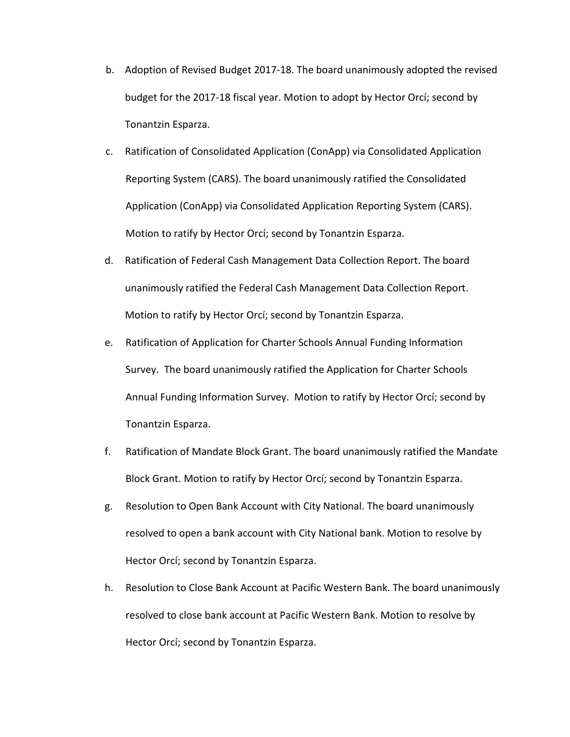b. Adoption of Revised Budget 2017-18. The board unanimously adopted the revised budget for the 2017-18 fiscal year. Motion to adopt by Hector Orcí; second by Tonantzin Esparza.

c. Ratification of Consolidated Application (ConApp) via Consolidated Application Reporting System (CARS). The board unanimously ratified the Consolidated Application (ConApp) via Consolidated Application Reporting System (CARS). Motion to ratify by Hector Orcí; second by Tonantzin Esparza.

d. Ratification of Federal Cash Management Data Collection Report. The board unanimously ratified the Federal Cash Management Data Collection Report. Motion to ratify by Hector Orcí; second by Tonantzin Esparza.

e. Ratification of Application for Charter Schools Annual Funding Information Survey. The board unanimously ratified the Application for Charter Schools Annual Funding Information Survey. Motion to ratify by Hector Orcí; second by Tonantzin Esparza.

f. Ratification of Mandate Block Grant. The board unanimously ratified the Mandate Block Grant. Motion to ratify by Hector Orcí; second by Tonantzin Esparza.

g. Resolution to Open Bank Account with City National. The board unanimously resolved to open a bank account with City National bank. Motion to resolve by Hector Orcí; second by Tonantzin Esparza.

h. Resolution to Close Bank Account at Pacific Western Bank. The board unanimously resolved to close bank account at Pacific Western Bank. Motion to resolve by Hector Orcí; second by Tonantzin Esparza.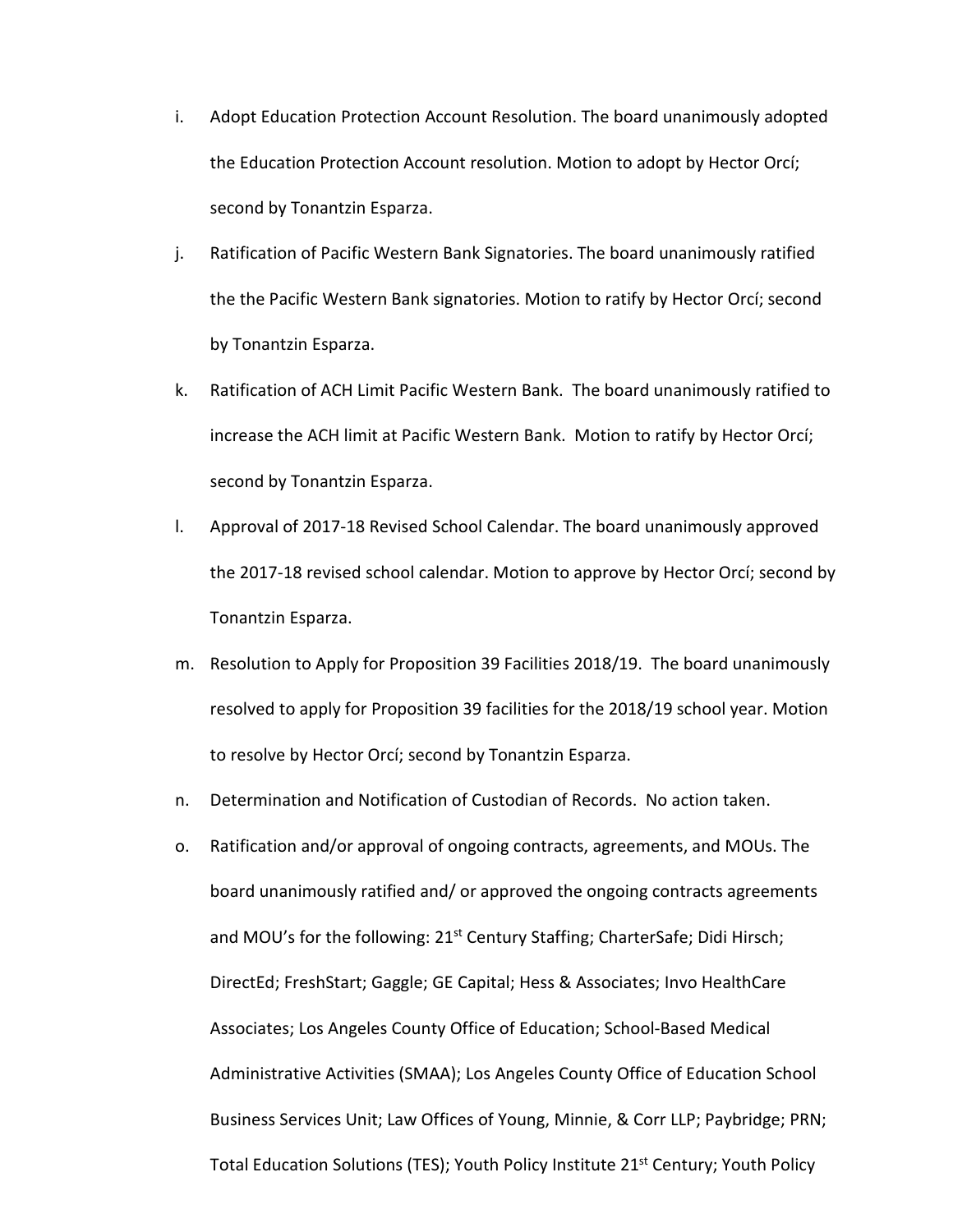i. Adopt Education Protection Account Resolution. The board unanimously adopted the Education Protection Account resolution. Motion to adopt by Hector Orcí; second by Tonantzin Esparza.

j. Ratification of Pacific Western Bank Signatories. The board unanimously ratified the the Pacific Western Bank signatories. Motion to ratify by Hector Orcí; second by Tonantzin Esparza.

k. Ratification of ACH Limit Pacific Western Bank. The board unanimously ratified to increase the ACH limit at Pacific Western Bank. Motion to ratify by Hector Orcí; second by Tonantzin Esparza.

l. Approval of 2017-18 Revised School Calendar. The board unanimously approved the 2017-18 revised school calendar. Motion to approve by Hector Orcí; second by Tonantzin Esparza.

m. Resolution to Apply for Proposition 39 Facilities 2018/19. The board unanimously resolved to apply for Proposition 39 facilities for the 2018/19 school year. Motion to resolve by Hector Orcí; second by Tonantzin Esparza.

n. Determination and Notification of Custodian of Records. No action taken.

o. Ratification and/or approval of ongoing contracts, agreements, and MOUs. The board unanimously ratified and/ or approved the ongoing contracts agreements and MOU's for the following: 21st Century Staffing; CharterSafe; Didi Hirsch; DirectEd; FreshStart; Gaggle; GE Capital; Hess & Associates; Invo HealthCare Associates; Los Angeles County Office of Education; School-Based Medical Administrative Activities (SMAA); Los Angeles County Office of Education School Business Services Unit; Law Offices of Young, Minnie, & Corr LLP; Paybridge; PRN; Total Education Solutions (TES); Youth Policy Institute 21st Century; Youth Policy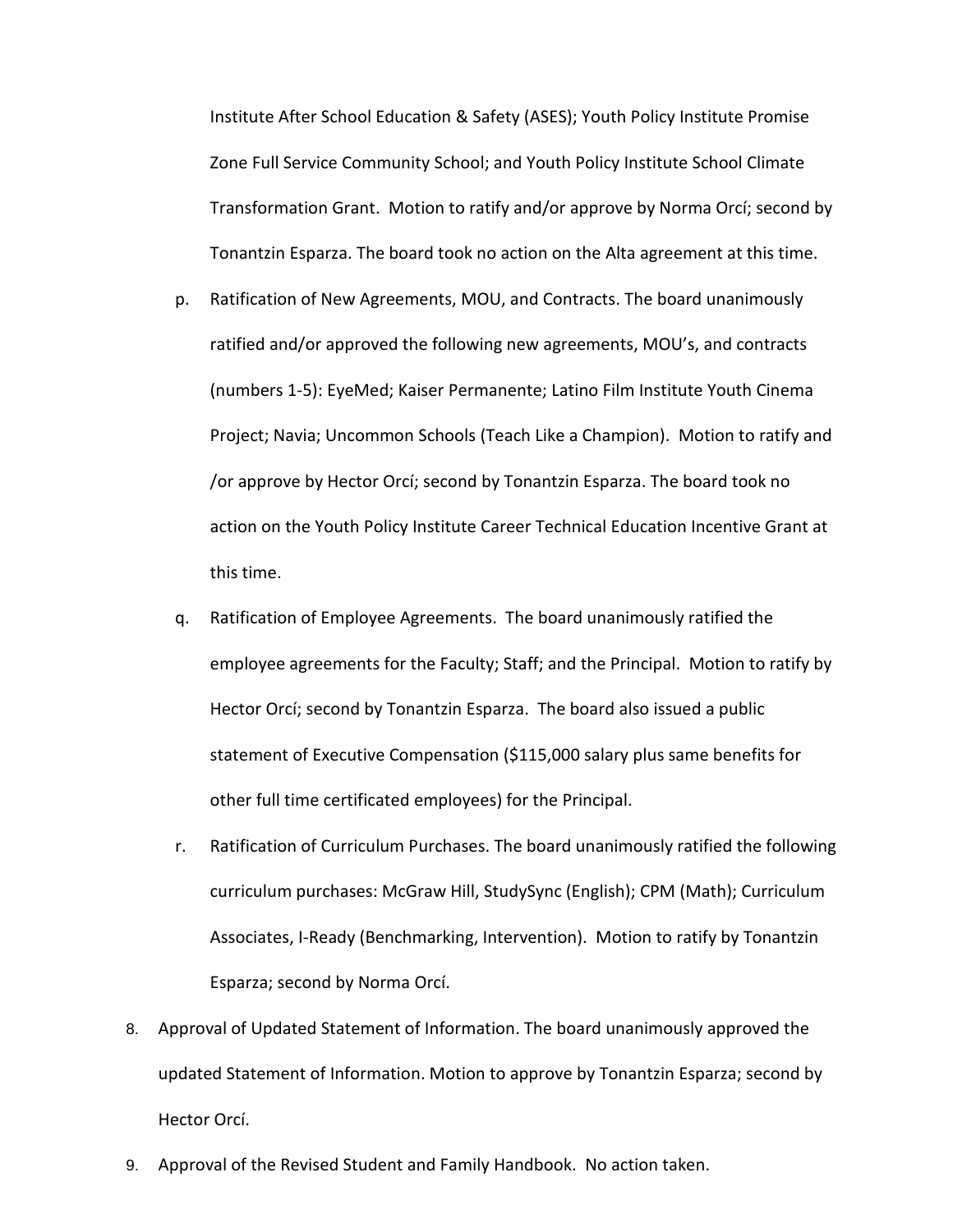Institute After School Education & Safety (ASES); Youth Policy Institute Promise Zone Full Service Community School; and Youth Policy Institute School Climate Transformation Grant. Motion to ratify and/or approve by Norma Orcí; second by Tonantzin Esparza. The board took no action on the Alta agreement at this time.

p. Ratification of New Agreements, MOU, and Contracts. The board unanimously ratified and/or approved the following new agreements, MOU's, and contracts (numbers 1-5): EyeMed; Kaiser Permanente; Latino Film Institute Youth Cinema Project; Navia; Uncommon Schools (Teach Like a Champion). Motion to ratify and /or approve by Hector Orcí; second by Tonantzin Esparza. The board took no action on the Youth Policy Institute Career Technical Education Incentive Grant at this time.

q. Ratification of Employee Agreements. The board unanimously ratified the employee agreements for the Faculty; Staff; and the Principal. Motion to ratify by Hector Orcí; second by Tonantzin Esparza. The board also issued a public statement of Executive Compensation ($115,000 salary plus same benefits for other full time certificated employees) for the Principal.

r. Ratification of Curriculum Purchases. The board unanimously ratified the following curriculum purchases: McGraw Hill, StudySync (English); CPM (Math); Curriculum Associates, I-Ready (Benchmarking, Intervention). Motion to ratify by Tonantzin Esparza; second by Norma Orcí.

8. Approval of Updated Statement of Information. The board unanimously approved the updated Statement of Information. Motion to approve by Tonantzin Esparza; second by Hector Orcí.

9. Approval of the Revised Student and Family Handbook. No action taken.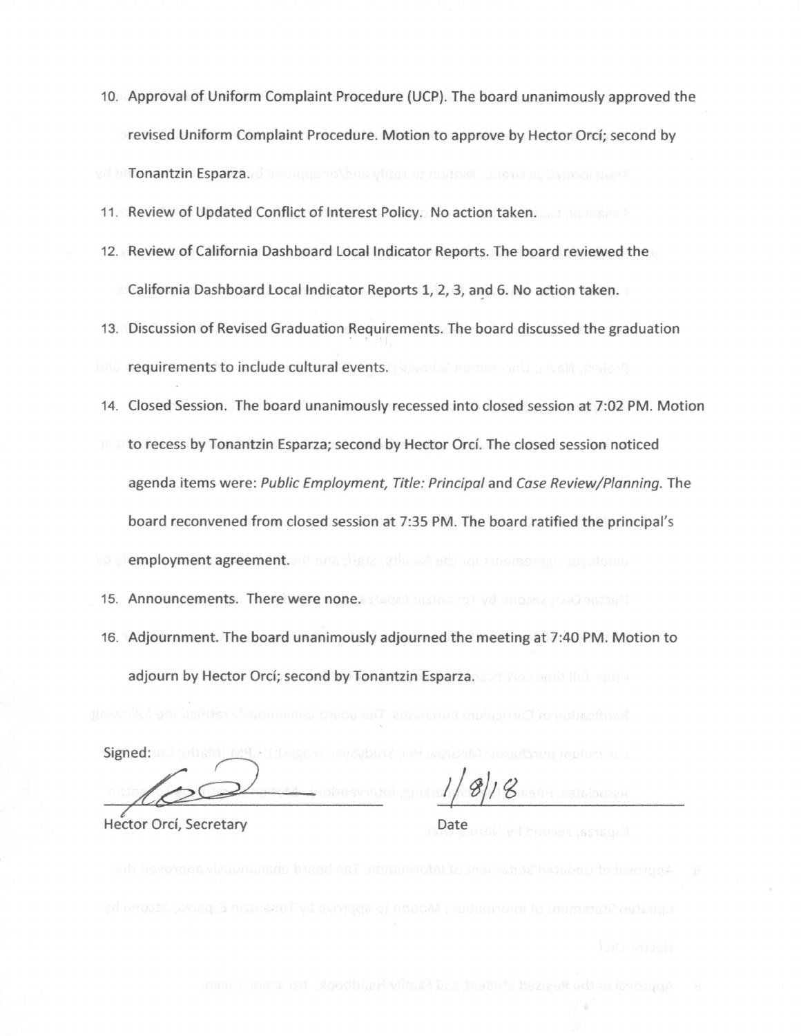10. Approval of Uniform Complaint Procedure (UCP). The board unanimously approved the revised Uniform Complaint Procedure. Motion to approve by Hector Orcí; second by Tonantzin Esparza.
11. Review of Updated Conflict of Interest Policy. No action taken.
12. Review of California Dashboard Local Indicator Reports. The board reviewed the California Dashboard Local Indicator Reports 1, 2, 3, and 6. No action taken.
13. Discussion of Revised Graduation Requirements. The board discussed the graduation requirements to include cultural events.
14. Closed Session. The board unanimously recessed into closed session at 7:02 PM. Motion to recess by Tonantzin Esparza; second by Hector Orcí. The closed session noticed agenda items were: *Public Employment, Title: Principal* and *Case Review/Planning.* The board reconvened from closed session at 7:35 PM. The board ratified the principal's employment agreement.
15. Announcements. There were none.
16. Adjournment. The board unanimously adjourned the meeting at 7:40 PM. Motion to adjourn by Hector Orcí; second by Tonantzin Esparza.

Signed:

Hector Orcí, Secretary

1/8/18

Date